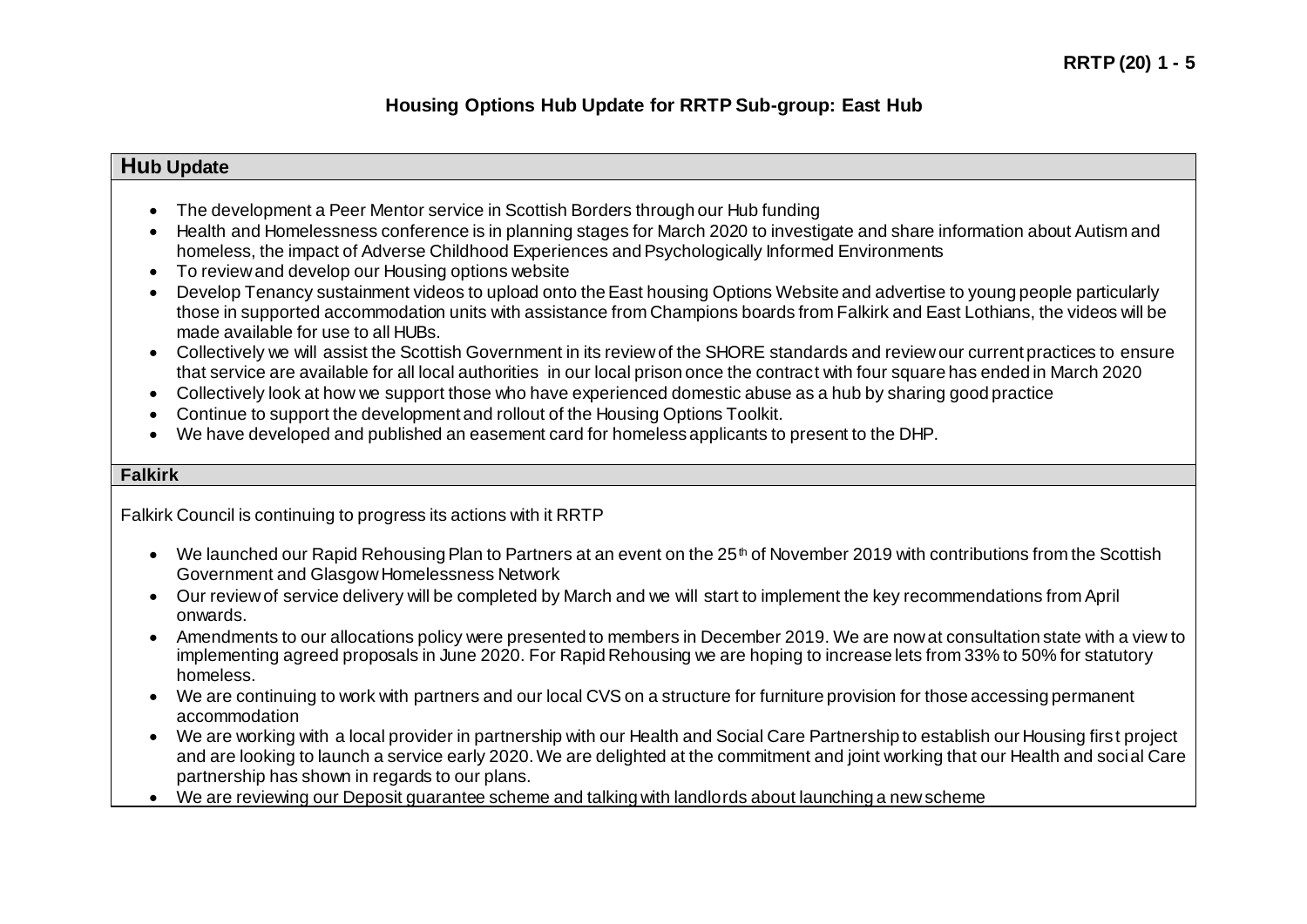**RRTP (20) 1 - 5**

## Housing Options Hub Update for RRTP Sub-group: East Hub

### Hub Update

- The development a Peer Mentor service in Scottish Borders through our Hub funding
- Health and Homelessness conference is in planning stages for March 2020 to investigate and share information about Autism and homeless, the impact of Adverse Childhood Experiences and Psychologically Informed Environments
- To review and develop our Housing options website
- Develop Tenancy sustainment videos to upload onto the East housing Options Website and advertise to young people particularly those in supported accommodation units with assistance from Champions boards from Falkirk and East Lothians, the videos will be made available for use to all HUBs.
- Collectively we will assist the Scottish Government in its review of the SHORE standards and review our current practices to ensure that service are available for all local authorities in our local prison once the contract with four square has ended in March 2020
- Collectively look at how we support those who have experienced domestic abuse as a hub by sharing good practice
- Continue to support the development and rollout of the Housing Options Toolkit.
- We have developed and published an easement card for homeless applicants to present to the DHP.

### Falkirk

Falkirk Council is continuing to progress its actions with it RRTP

- We launched our Rapid Rehousing Plan to Partners at an event on the 25th of November 2019 with contributions from the Scottish Government and Glasgow Homelessness Network
- Our review of service delivery will be completed by March and we will start to implement the key recommendations from April onwards.
- Amendments to our allocations policy were presented to members in December 2019. We are now at consultation state with a view to implementing agreed proposals in June 2020. For Rapid Rehousing we are hoping to increase lets from 33% to 50% for statutory homeless.
- We are continuing to work with partners and our local CVS on a structure for furniture provision for those accessing permanent accommodation
- We are working with a local provider in partnership with our Health and Social Care Partnership to establish our Housing first project and are looking to launch a service early 2020. We are delighted at the commitment and joint working that our Health and social Care partnership has shown in regards to our plans.
- We are reviewing our Deposit guarantee scheme and talking with landlords about launching a new scheme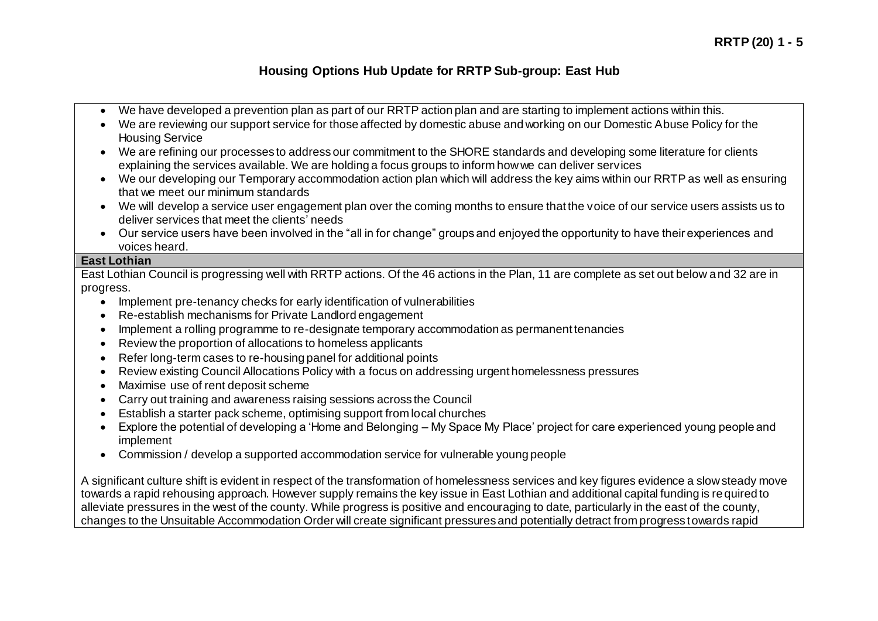# Housing Options Hub Update for RRTP Sub-group: East Hub

- We have developed a prevention plan as part of our RRTP action plan and are starting to implement actions within this.
- We are reviewing our support service for those affected by domestic abuse and working on our Domestic Abuse Policy for the Housing Service
- We are refining our processes to address our commitment to the SHORE standards and developing some literature for clients explaining the services available. We are holding a focus groups to inform how we can deliver services
- We our developing our Temporary accommodation action plan which will address the key aims within our RRTP as well as ensuring that we meet our minimum standards
- We will develop a service user engagement plan over the coming months to ensure that the voice of our service users assists us to deliver services that meet the clients' needs
- Our service users have been involved in the "all in for change" groups and enjoyed the opportunity to have their experiences and voices heard.

**East Lothian**

East Lothian Council is progressing well with RRTP actions. Of the 46 actions in the Plan, 11 are complete as set out below and 32 are in progress.

- Implement pre-tenancy checks for early identification of vulnerabilities
- Re-establish mechanisms for Private Landlord engagement
- Implement a rolling programme to re-designate temporary accommodation as permanent tenancies
- Review the proportion of allocations to homeless applicants
- Refer long-term cases to re-housing panel for additional points
- Review existing Council Allocations Policy with a focus on addressing urgent homelessness pressures
- Maximise use of rent deposit scheme
- Carry out training and awareness raising sessions across the Council
- Establish a starter pack scheme, optimising support from local churches
- Explore the potential of developing a 'Home and Belonging – My Space My Place' project for care experienced young people and implement
- Commission / develop a supported accommodation service for vulnerable young people

A significant culture shift is evident in respect of the transformation of homelessness services and key figures evidence a slow steady move towards a rapid rehousing approach. However supply remains the key issue in East Lothian and additional capital funding is required to alleviate pressures in the west of the county. While progress is positive and encouraging to date, particularly in the east of the county, changes to the Unsuitable Accommodation Order will create significant pressures and potentially detract from progress towards rapid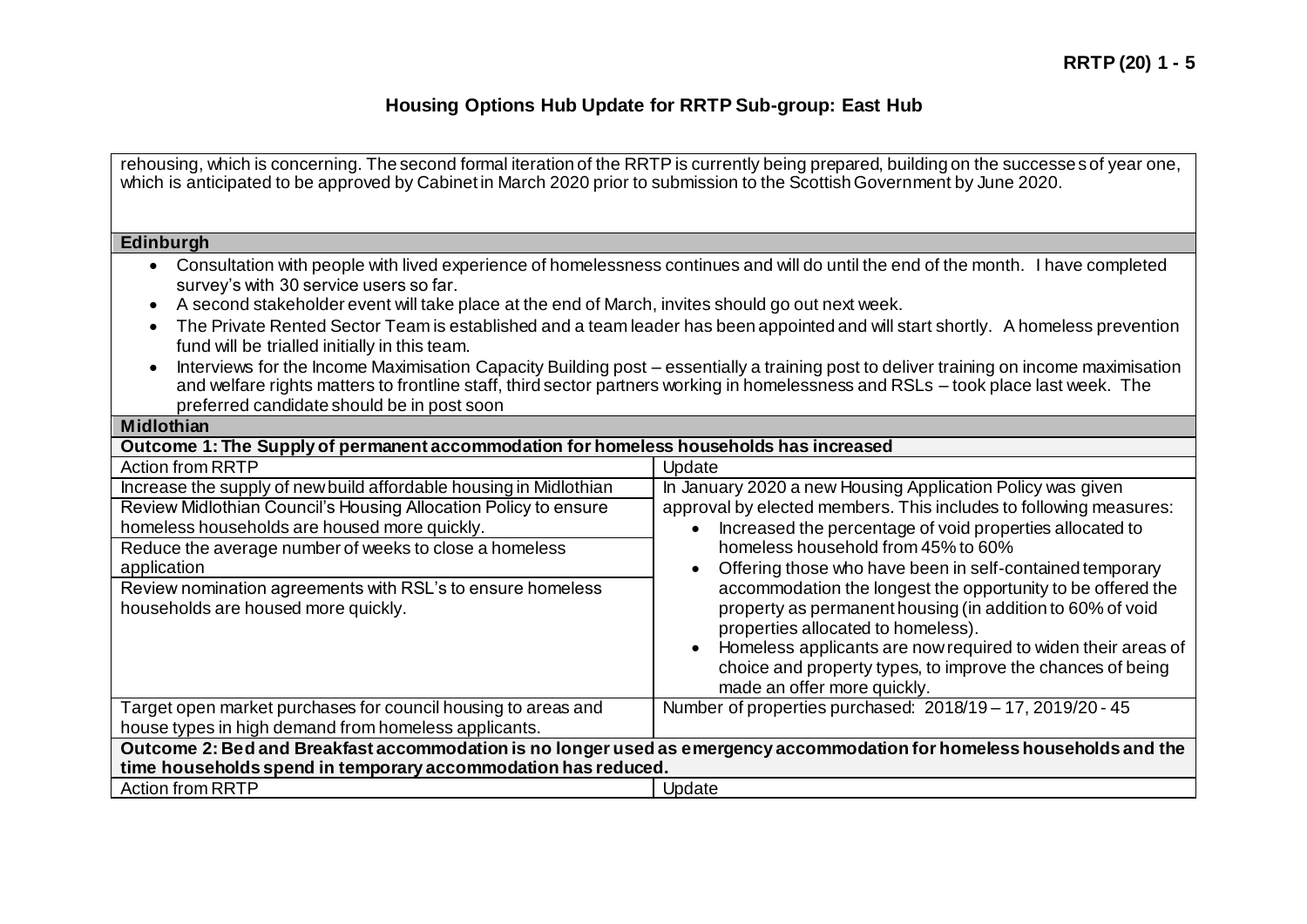rehousing, which is concerning. The second formal iteration of the RRTP is currently being prepared, building on the successes of year one, which is anticipated to be approved by Cabinet in March 2020 prior to submission to the Scottish Government by June 2020.

## Edinburgh

- Consultation with people with lived experience of homelessness continues and will do until the end of the month. I have completed survey's with 30 service users so far.
- A second stakeholder event will take place at the end of March, invites should go out next week.
- The Private Rented Sector Team is established and a team leader has been appointed and will start shortly. A homeless prevention fund will be trialled initially in this team.
- Interviews for the Income Maximisation Capacity Building post – essentially a training post to deliver training on income maximisation and welfare rights matters to frontline staff, third sector partners working in homelessness and RSLs – took place last week. The preferred candidate should be in post soon

## Midlothian

**Outcome 1: The Supply of permanent accommodation for homeless households has increased**

| Action from RRTP | Update |
|---|---|
| Increase the supply of new build affordable housing in Midlothian<br><br>Review Midlothian Council's Housing Allocation Policy to ensure homeless households are housed more quickly.<br><br>Reduce the average number of weeks to close a homeless application<br><br>Review nomination agreements with RSL's to ensure homeless households are housed more quickly. | In January 2020 a new Housing Application Policy was given approval by elected members. This includes to following measures:<br>• Increased the percentage of void properties allocated to homeless household from 45% to 60%<br>• Offering those who have been in self-contained temporary accommodation the longest the opportunity to be offered the property as permanent housing (in addition to 60% of void properties allocated to homeless).<br>• Homeless applicants are now required to widen their areas of choice and property types, to improve the chances of being made an offer more quickly. |
| Target open market purchases for council housing to areas and house types in high demand from homeless applicants. | Number of properties purchased: 2018/19 – 17, 2019/20 - 45 |

**Outcome 2: Bed and Breakfast accommodation is no longer used as emergency accommodation for homeless households and the time households spend in temporary accommodation has reduced.**

| Action from RRTP | Update |
|---|---|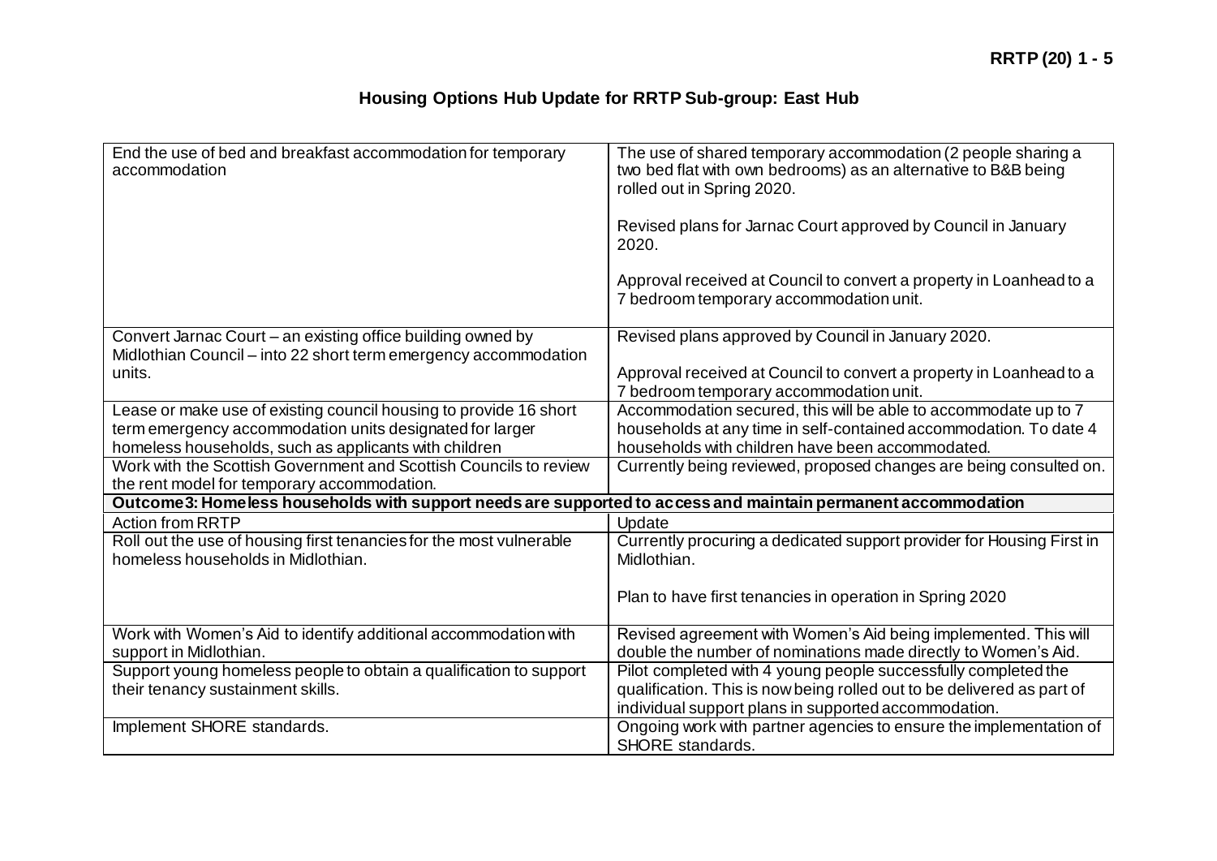**RRTP (20) 1 - 5**

## Housing Options Hub Update for RRTP Sub-group: East Hub

| | |
|---|---|
| End the use of bed and breakfast accommodation for temporary accommodation | The use of shared temporary accommodation (2 people sharing a two bed flat with own bedrooms) as an alternative to B&B being rolled out in Spring 2020.<br><br>Revised plans for Jarnac Court approved by Council in January 2020.<br><br>Approval received at Council to convert a property in Loanhead to a 7 bedroom temporary accommodation unit. |
| Convert Jarnac Court – an existing office building owned by Midlothian Council – into 22 short term emergency accommodation units. | Revised plans approved by Council in January 2020.<br><br>Approval received at Council to convert a property in Loanhead to a 7 bedroom temporary accommodation unit. |
| Lease or make use of existing council housing to provide 16 short term emergency accommodation units designated for larger homeless households, such as applicants with children | Accommodation secured, this will be able to accommodate up to 7 households at any time in self-contained accommodation. To date 4 households with children have been accommodated. |
| Work with the Scottish Government and Scottish Councils to review the rent model for temporary accommodation. | Currently being reviewed, proposed changes are being consulted on. |
| **Outcome 3: Homeless households with support needs are supported to access and maintain permanent accommodation** | |
| Action from RRTP | Update |
| Roll out the use of housing first tenancies for the most vulnerable homeless households in Midlothian. | Currently procuring a dedicated support provider for Housing First in Midlothian.<br><br>Plan to have first tenancies in operation in Spring 2020 |
| Work with Women's Aid to identify additional accommodation with support in Midlothian. | Revised agreement with Women's Aid being implemented. This will double the number of nominations made directly to Women's Aid. |
| Support young homeless people to obtain a qualification to support their tenancy sustainment skills. | Pilot completed with 4 young people successfully completed the qualification. This is now being rolled out to be delivered as part of individual support plans in supported accommodation. |
| Implement SHORE standards. | Ongoing work with partner agencies to ensure the implementation of SHORE standards. |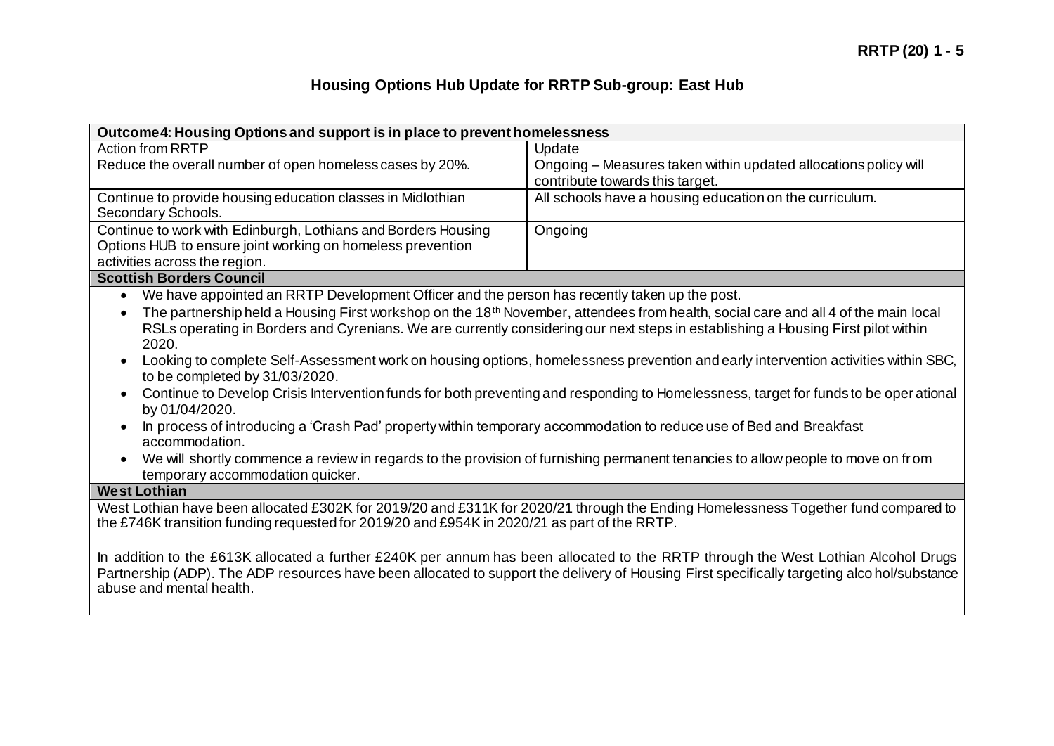**RRTP (20) 1 - 5**

## Housing Options Hub Update for RRTP Sub-group: East Hub

| Outcome 4: Housing Options and support is in place to prevent homelessness | |
|---|---|
| Action from RRTP | Update |
| Reduce the overall number of open homeless cases by 20%. | Ongoing – Measures taken within updated allocations policy will contribute towards this target. |
| Continue to provide housing education classes in Midlothian Secondary Schools. | All schools have a housing education on the curriculum. |
| Continue to work with Edinburgh, Lothians and Borders Housing Options HUB to ensure joint working on homeless prevention activities across the region. | Ongoing |

**Scottish Borders Council**

- We have appointed an RRTP Development Officer and the person has recently taken up the post.
- The partnership held a Housing First workshop on the 18th November, attendees from health, social care and all 4 of the main local RSLs operating in Borders and Cyrenians. We are currently considering our next steps in establishing a Housing First pilot within 2020.
- Looking to complete Self-Assessment work on housing options, homelessness prevention and early intervention activities within SBC, to be completed by 31/03/2020.
- Continue to Develop Crisis Intervention funds for both preventing and responding to Homelessness, target for funds to be operational by 01/04/2020.
- In process of introducing a 'Crash Pad' property within temporary accommodation to reduce use of Bed and Breakfast accommodation.
- We will shortly commence a review in regards to the provision of furnishing permanent tenancies to allow people to move on from temporary accommodation quicker.

**West Lothian**

West Lothian have been allocated £302K for 2019/20 and £311K for 2020/21 through the Ending Homelessness Together fund compared to the £746K transition funding requested for 2019/20 and £954K in 2020/21 as part of the RRTP.

In addition to the £613K allocated a further £240K per annum has been allocated to the RRTP through the West Lothian Alcohol Drugs Partnership (ADP). The ADP resources have been allocated to support the delivery of Housing First specifically targeting alcohol/substance abuse and mental health.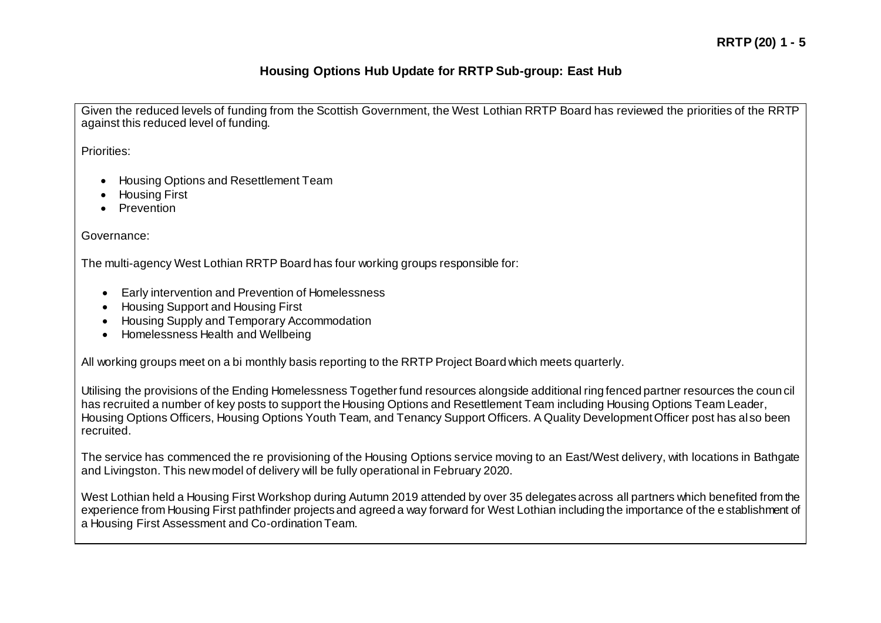**RRTP (20) 1 - 5**

## Housing Options Hub Update for RRTP Sub-group: East Hub

Given the reduced levels of funding from the Scottish Government, the West Lothian RRTP Board has reviewed the priorities of the RRTP against this reduced level of funding.

Priorities:

- Housing Options and Resettlement Team
- Housing First
- Prevention

Governance:

The multi-agency West Lothian RRTP Board has four working groups responsible for:

- Early intervention and Prevention of Homelessness
- Housing Support and Housing First
- Housing Supply and Temporary Accommodation
- Homelessness Health and Wellbeing

All working groups meet on a bi monthly basis reporting to the RRTP Project Board which meets quarterly.

Utilising the provisions of the Ending Homelessness Together fund resources alongside additional ring fenced partner resources the council has recruited a number of key posts to support the Housing Options and Resettlement Team including Housing Options Team Leader, Housing Options Officers, Housing Options Youth Team, and Tenancy Support Officers. A Quality Development Officer post has also been recruited.

The service has commenced the re provisioning of the Housing Options service moving to an East/West delivery, with locations in Bathgate and Livingston. This new model of delivery will be fully operational in February 2020.

West Lothian held a Housing First Workshop during Autumn 2019 attended by over 35 delegates across all partners which benefited from the experience from Housing First pathfinder projects and agreed a way forward for West Lothian including the importance of the establishment of a Housing First Assessment and Co-ordination Team.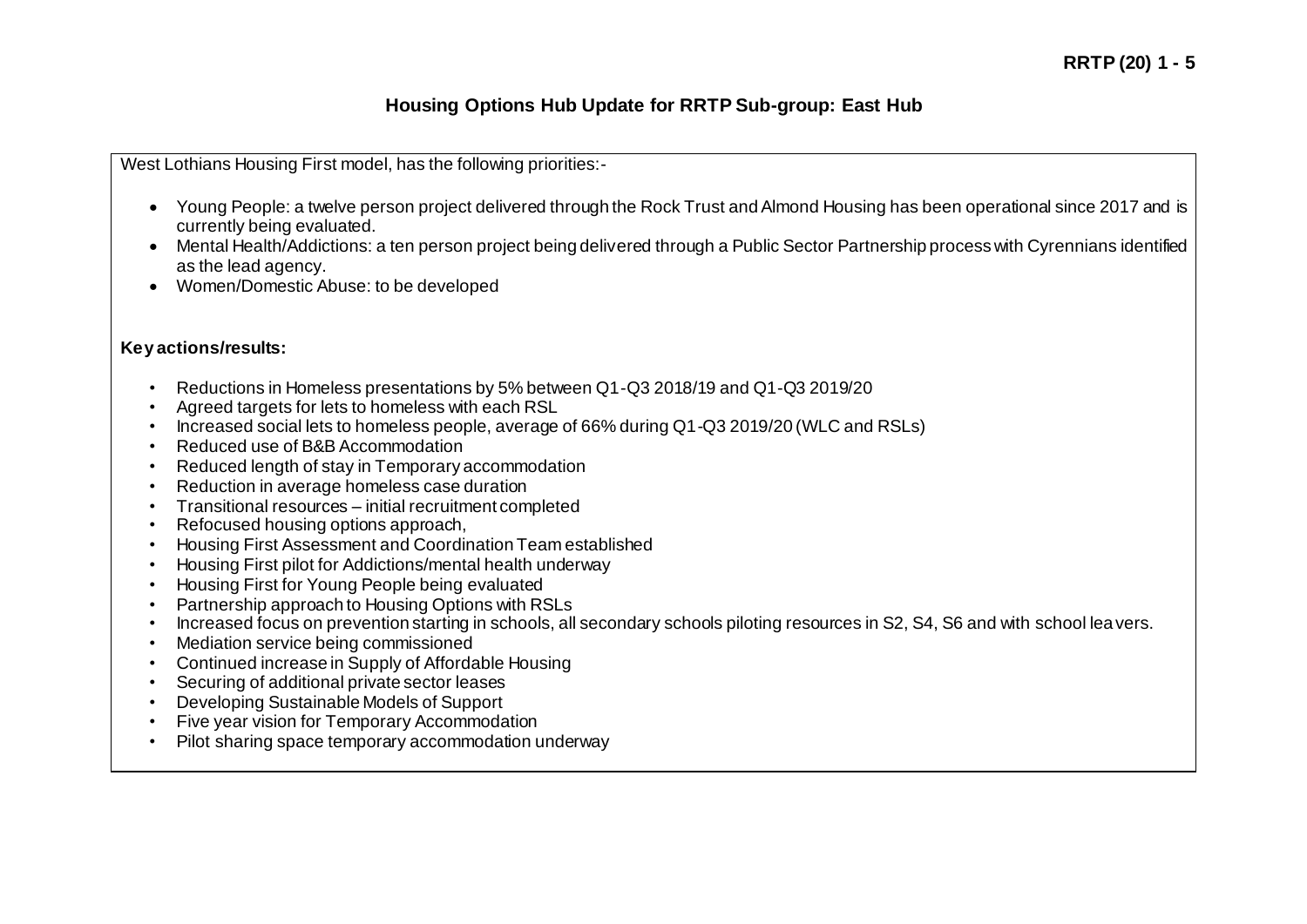**RRTP (20) 1 - 5**

## Housing Options Hub Update for RRTP Sub-group: East Hub

West Lothians Housing First model, has the following priorities:-

- Young People: a twelve person project delivered through the Rock Trust and Almond Housing has been operational since 2017 and is currently being evaluated.
- Mental Health/Addictions: a ten person project being delivered through a Public Sector Partnership process with Cyrennians identified as the lead agency.
- Women/Domestic Abuse: to be developed

**Key actions/results:**

- Reductions in Homeless presentations by 5% between Q1-Q3 2018/19 and Q1-Q3 2019/20
- Agreed targets for lets to homeless with each RSL
- Increased social lets to homeless people, average of 66% during Q1-Q3 2019/20 (WLC and RSLs)
- Reduced use of B&B Accommodation
- Reduced length of stay in Temporary accommodation
- Reduction in average homeless case duration
- Transitional resources – initial recruitment completed
- Refocused housing options approach,
- Housing First Assessment and Coordination Team established
- Housing First pilot for Addictions/mental health underway
- Housing First for Young People being evaluated
- Partnership approach to Housing Options with RSLs
- Increased focus on prevention starting in schools, all secondary schools piloting resources in S2, S4, S6 and with school leavers.
- Mediation service being commissioned
- Continued increase in Supply of Affordable Housing
- Securing of additional private sector leases
- Developing Sustainable Models of Support
- Five year vision for Temporary Accommodation
- Pilot sharing space temporary accommodation underway